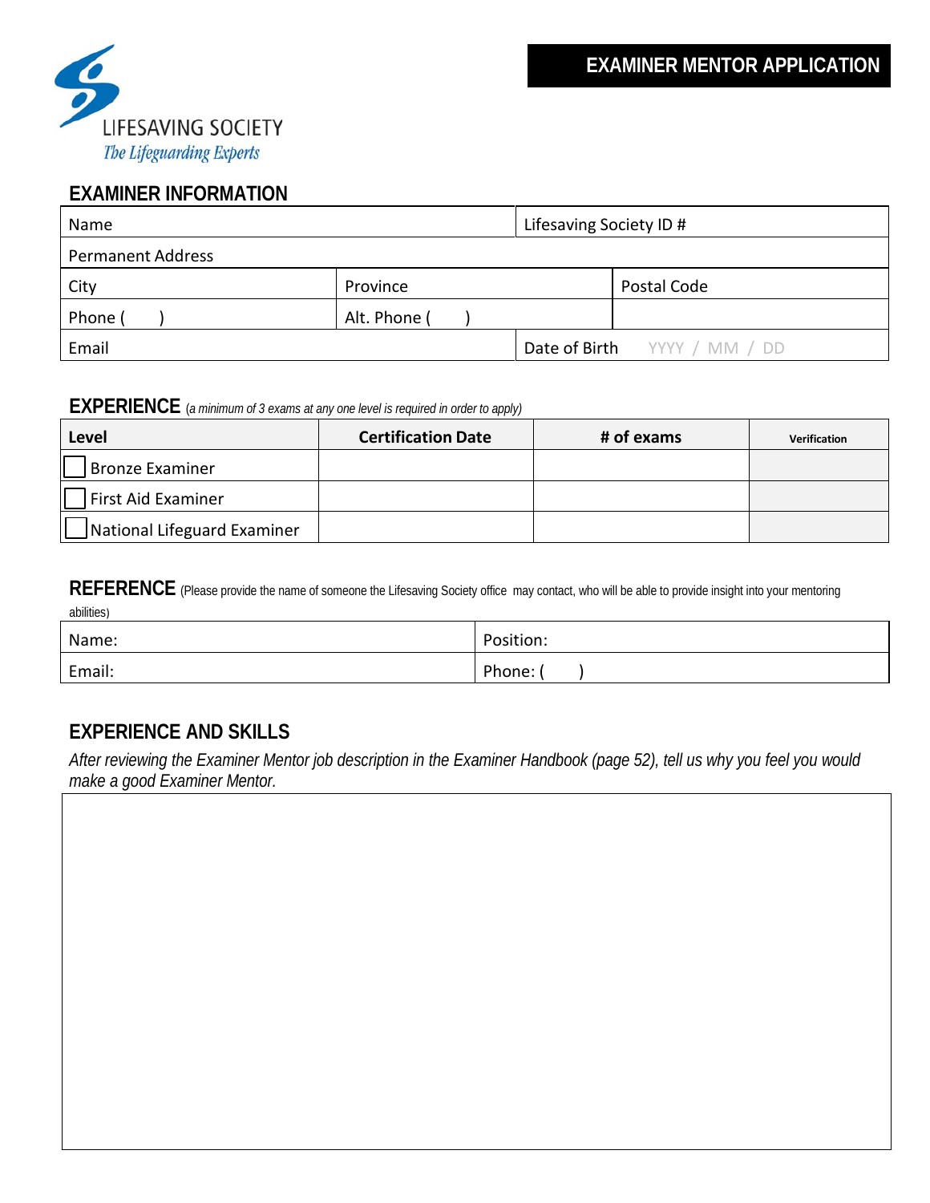LIFESAVING SOCIETY

*The Lifeguarding Experts*

# EXAMINER MENTOR APPLICATION

## EXAMINER INFORMATION

| Name | | Lifesaving Society ID # |
|---|---|---|
| Permanent Address | | |
| City | Province | Postal Code |
| Phone (     ) | Alt. Phone (     ) | |
| Email | | Date of Birth YYYY / MM / DD |

## EXPERIENCE *(a minimum of 3 exams at any one level is required in order to apply)*

| Level | Certification Date | # of exams | Verification |
|---|---|---|---|
| ☐ Bronze Examiner | | | |
| ☐ First Aid Examiner | | | |
| ☐ National Lifeguard Examiner | | | |

## REFERENCE (Please provide the name of someone the Lifesaving Society office may contact, who will be able to provide insight into your mentoring abilities)

| Name: | Position: |
|---|---|
| Email: | Phone: (     ) |

## EXPERIENCE AND SKILLS

*After reviewing the Examiner Mentor job description in the Examiner Handbook (page 52), tell us why you feel you would make a good Examiner Mentor.*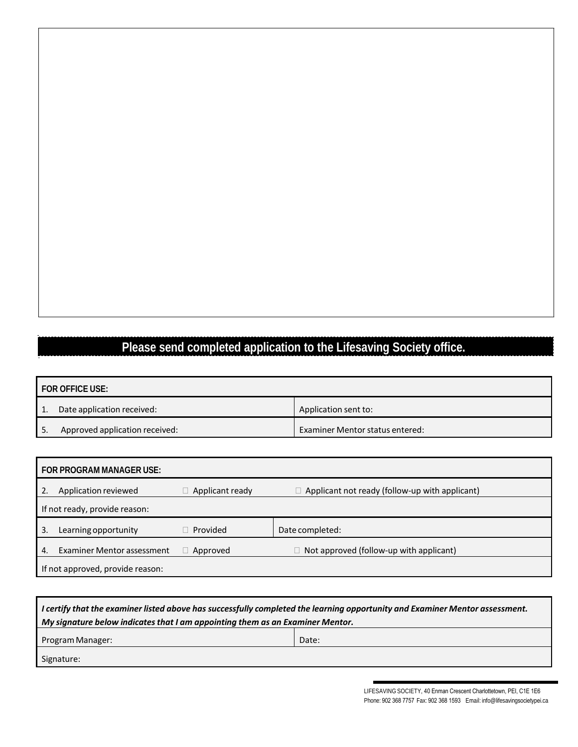**Please send completed application to the Lifesaving Society office.**

| FOR OFFICE USE: | |
|---|---|
| 1. Date application received: | Application sent to: |
| 5. Approved application received: | Examiner Mentor status entered: |

| FOR PROGRAM MANAGER USE: | | |
|---|---|---|
| 2. Application reviewed | ☐ Applicant ready | ☐ Applicant not ready (follow-up with applicant) |
| If not ready, provide reason: | | |
| 3. Learning opportunity | ☐ Provided | Date completed: |
| 4. Examiner Mentor assessment | ☐ Approved | ☐ Not approved (follow-up with applicant) |
| If not approved, provide reason: | | |

***I certify that the examiner listed above has successfully completed the learning opportunity and Examiner Mentor assessment. My signature below indicates that I am appointing them as an Examiner Mentor.***

| | |
|---|---|
| Program Manager: | Date: |
| Signature: | |

LIFESAVING SOCIETY, 40 Enman Crescent Charlottetown, PEI, C1E 1E6
Phone: 902 368 7757 Fax: 902 368 1593 Email: info@lifesavingsocietypei.ca